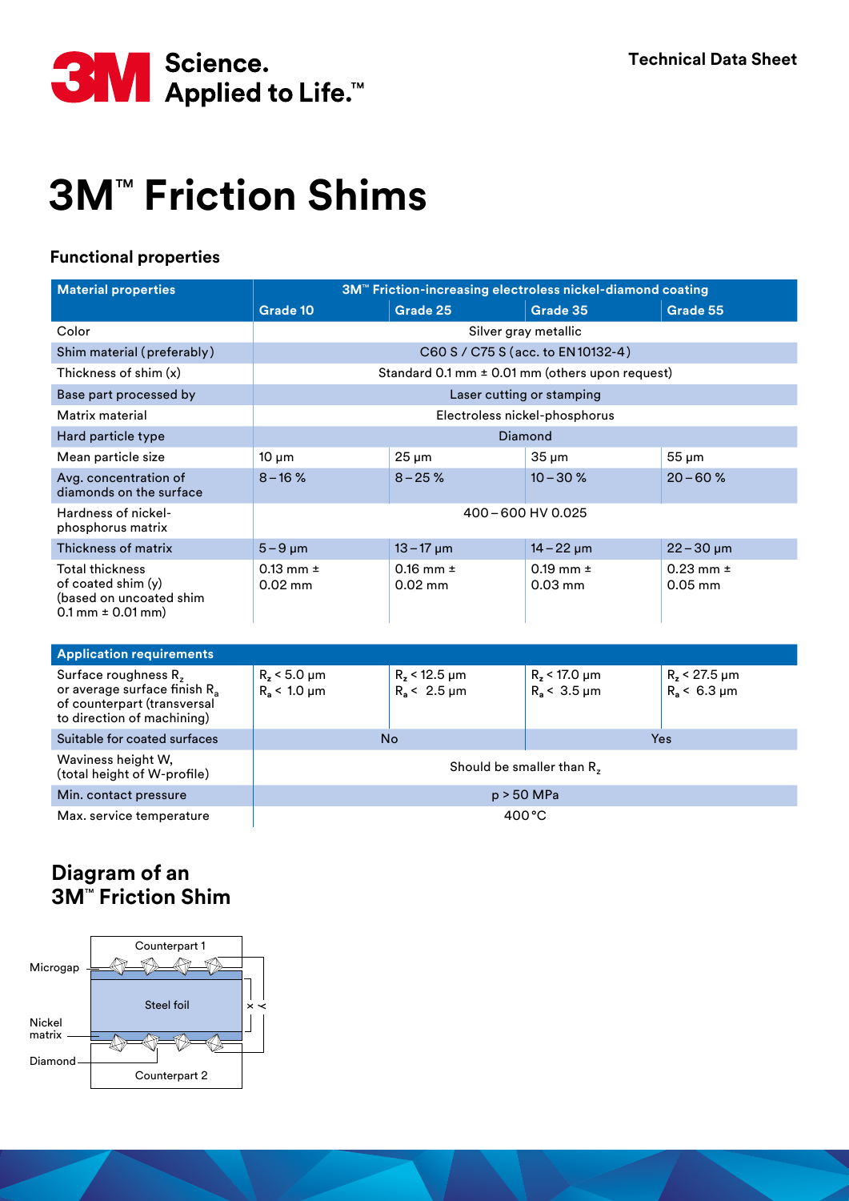# 3M™ Friction Shims

### Functional properties

| Material properties | 3M™ Friction-increasing electroless nickel-diamond coating | | | |
|---|---|---|---|---|
| | Grade 10 | Grade 25 | Grade 35 | Grade 55 |
| Color | Silver gray metallic | | | |
| Shim material (preferably) | C60 S / C75 S (acc. to EN 10132-4) | | | |
| Thickness of shim (x) | Standard 0.1 mm ± 0.01 mm (others upon request) | | | |
| Base part processed by | Laser cutting or stamping | | | |
| Matrix material | Electroless nickel-phosphorus | | | |
| Hard particle type | Diamond | | | |
| Mean particle size | 10 µm | 25 µm | 35 µm | 55 µm |
| Avg. concentration of diamonds on the surface | 8 – 16 % | 8 – 25 % | 10 – 30 % | 20 – 60 % |
| Hardness of nickel-phosphorus matrix | 400 – 600 HV 0.025 | | | |
| Thickness of matrix | 5 – 9 µm | 13 – 17 µm | 14 – 22 µm | 22 – 30 µm |
| Total thickness of coated shim (y) (based on uncoated shim 0.1 mm ± 0.01 mm) | 0.13 mm ± 0.02 mm | 0.16 mm ± 0.02 mm | 0.19 mm ± 0.03 mm | 0.23 mm ± 0.05 mm |

| Application requirements | | | | |
|---|---|---|---|---|
| Surface roughness $R_z$ or average surface finish $R_a$ of counterpart (transversal to direction of machining) | $R_z < 5.0$ µm<br>$R_a < 1.0$ µm | $R_z < 12.5$ µm<br>$R_a < 2.5$ µm | $R_z < 17.0$ µm<br>$R_a < 3.5$ µm | $R_z < 27.5$ µm<br>$R_a < 6.3$ µm |
| Suitable for coated surfaces | No | | Yes | |
| Waviness height W, (total height of W-profile) | Should be smaller than $R_z$ | | | |
| Min. contact pressure | $p > 50$ MPa | | | |
| Max. service temperature | 400 °C | | | |

### Diagram of an 3M™ Friction Shim

Counterpart 1

Microgap

Steel foil

x

y

Nickel matrix

Diamond

Counterpart 2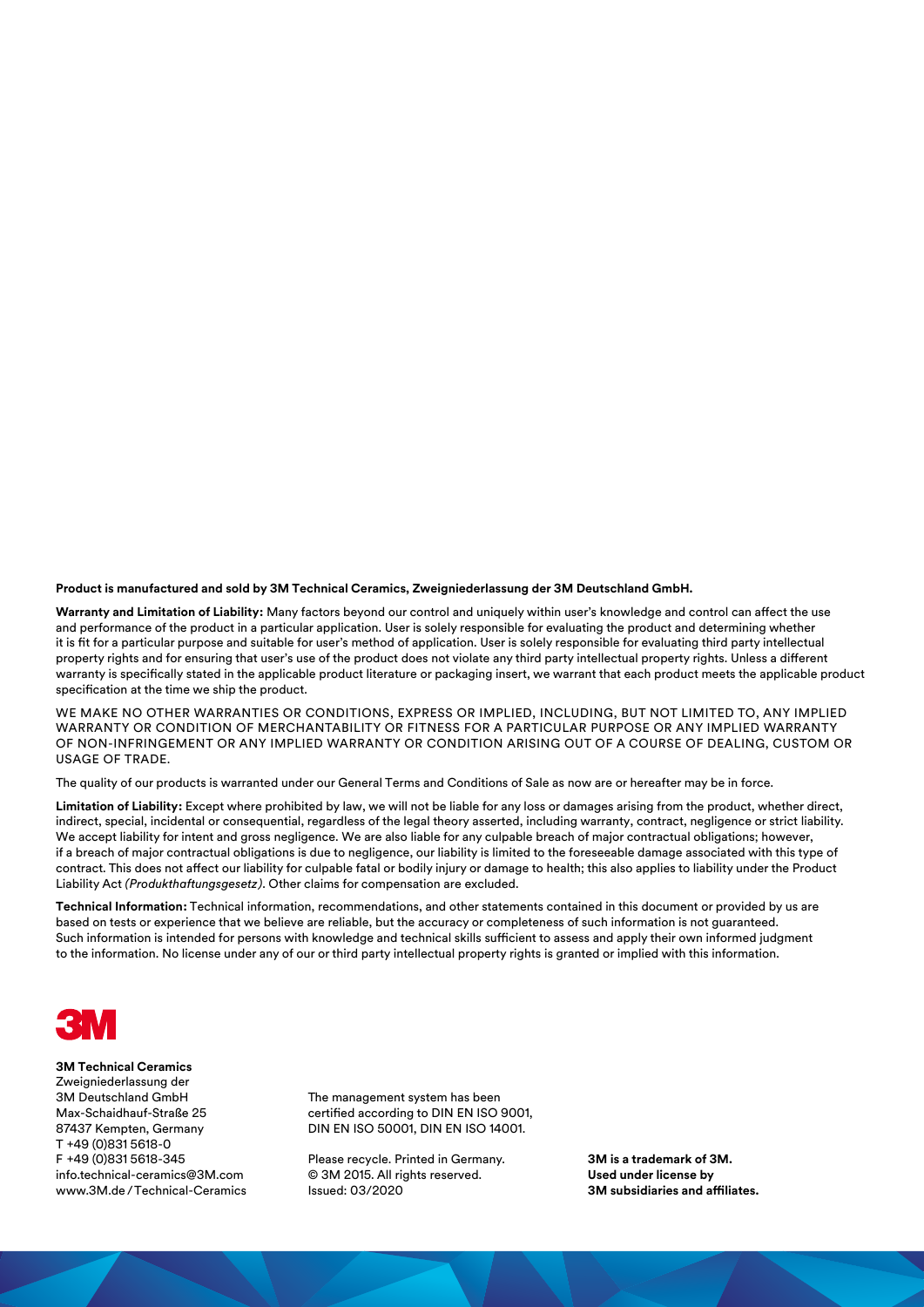**Product is manufactured and sold by 3M Technical Ceramics, Zweigniederlassung der 3M Deutschland GmbH.**

**Warranty and Limitation of Liability:** Many factors beyond our control and uniquely within user's knowledge and control can affect the use and performance of the product in a particular application. User is solely responsible for evaluating the product and determining whether it is fit for a particular purpose and suitable for user's method of application. User is solely responsible for evaluating third party intellectual property rights and for ensuring that user's use of the product does not violate any third party intellectual property rights. Unless a different warranty is specifically stated in the applicable product literature or packaging insert, we warrant that each product meets the applicable product specification at the time we ship the product.

WE MAKE NO OTHER WARRANTIES OR CONDITIONS, EXPRESS OR IMPLIED, INCLUDING, BUT NOT LIMITED TO, ANY IMPLIED WARRANTY OR CONDITION OF MERCHANTABILITY OR FITNESS FOR A PARTICULAR PURPOSE OR ANY IMPLIED WARRANTY OF NON-INFRINGEMENT OR ANY IMPLIED WARRANTY OR CONDITION ARISING OUT OF A COURSE OF DEALING, CUSTOM OR USAGE OF TRADE.

The quality of our products is warranted under our General Terms and Conditions of Sale as now are or hereafter may be in force.

**Limitation of Liability:** Except where prohibited by law, we will not be liable for any loss or damages arising from the product, whether direct, indirect, special, incidental or consequential, regardless of the legal theory asserted, including warranty, contract, negligence or strict liability. We accept liability for intent and gross negligence. We are also liable for any culpable breach of major contractual obligations; however, if a breach of major contractual obligations is due to negligence, our liability is limited to the foreseeable damage associated with this type of contract. This does not affect our liability for culpable fatal or bodily injury or damage to health; this also applies to liability under the Product Liability Act *(Produkthaftungsgesetz)*. Other claims for compensation are excluded.

**Technical Information:** Technical information, recommendations, and other statements contained in this document or provided by us are based on tests or experience that we believe are reliable, but the accuracy or completeness of such information is not guaranteed. Such information is intended for persons with knowledge and technical skills sufficient to assess and apply their own informed judgment to the information. No license under any of our or third party intellectual property rights is granted or implied with this information.

3M

**3M Technical Ceramics**
Zweigniederlassung der
3M Deutschland GmbH
Max-Schaidhauf-Straße 25
87437 Kempten, Germany
T +49 (0)831 5618-0
F +49 (0)831 5618-345
info.technical-ceramics@3M.com
www.3M.de / Technical-Ceramics

The management system has been certified according to DIN EN ISO 9001, DIN EN ISO 50001, DIN EN ISO 14001.

Please recycle. Printed in Germany.
© 3M 2015. All rights reserved.
Issued: 03/2020

**3M is a trademark of 3M.**
**Used under license by**
**3M subsidiaries and affiliates.**